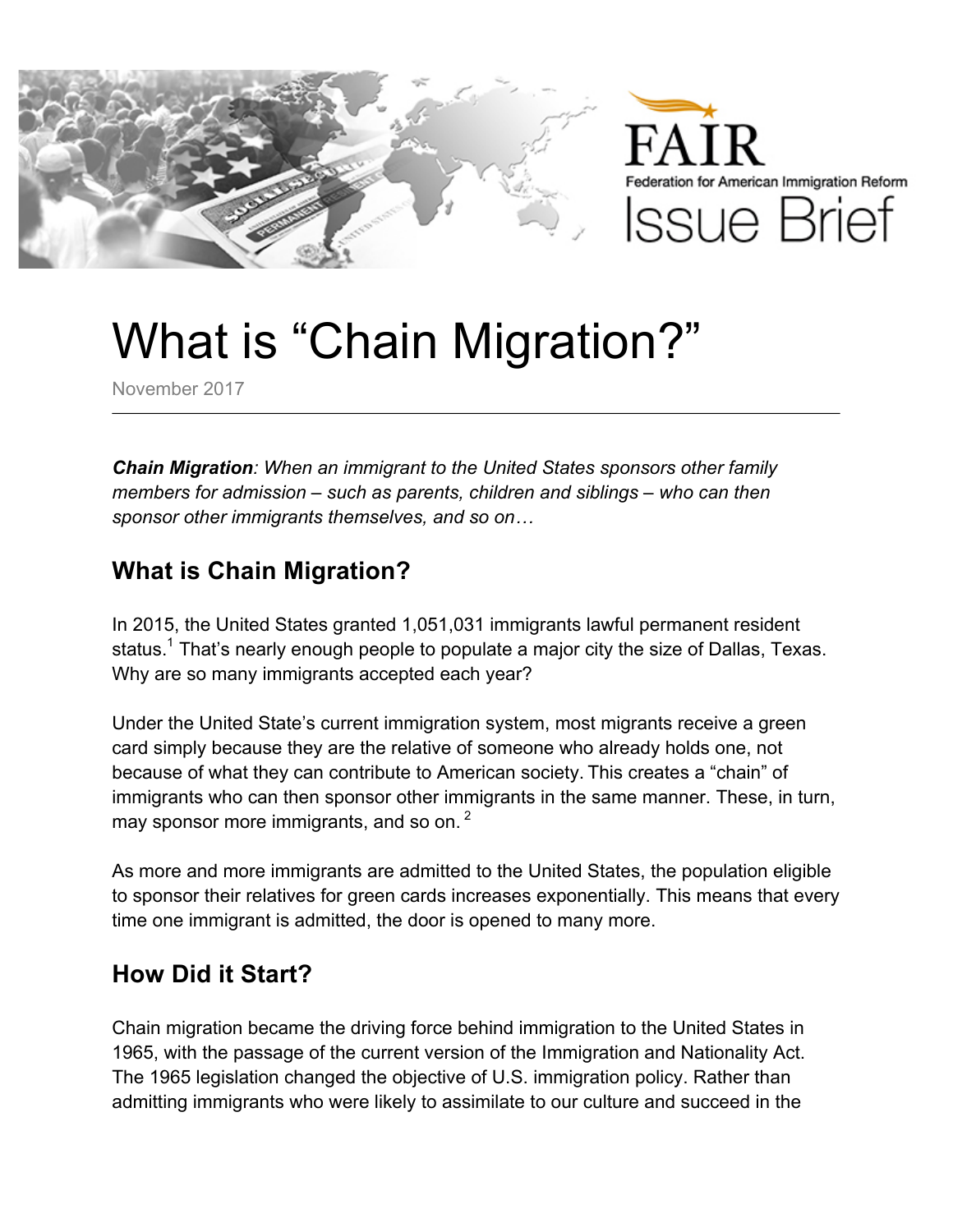FAIR

Federation for American Immigration Reform

Issue Brief

# What is "Chain Migration?"

November 2017

***Chain Migration**: When an immigrant to the United States sponsors other family members for admission – such as parents, children and siblings – who can then sponsor other immigrants themselves, and so on…*

## What is Chain Migration?

In 2015, the United States granted 1,051,031 immigrants lawful permanent resident status.[1] That's nearly enough people to populate a major city the size of Dallas, Texas. Why are so many immigrants accepted each year?

Under the United State's current immigration system, most migrants receive a green card simply because they are the relative of someone who already holds one, not because of what they can contribute to American society. This creates a "chain" of immigrants who can then sponsor other immigrants in the same manner. These, in turn, may sponsor more immigrants, and so on. [2]

As more and more immigrants are admitted to the United States, the population eligible to sponsor their relatives for green cards increases exponentially. This means that every time one immigrant is admitted, the door is opened to many more.

## How Did it Start?

Chain migration became the driving force behind immigration to the United States in 1965, with the passage of the current version of the Immigration and Nationality Act. The 1965 legislation changed the objective of U.S. immigration policy. Rather than admitting immigrants who were likely to assimilate to our culture and succeed in the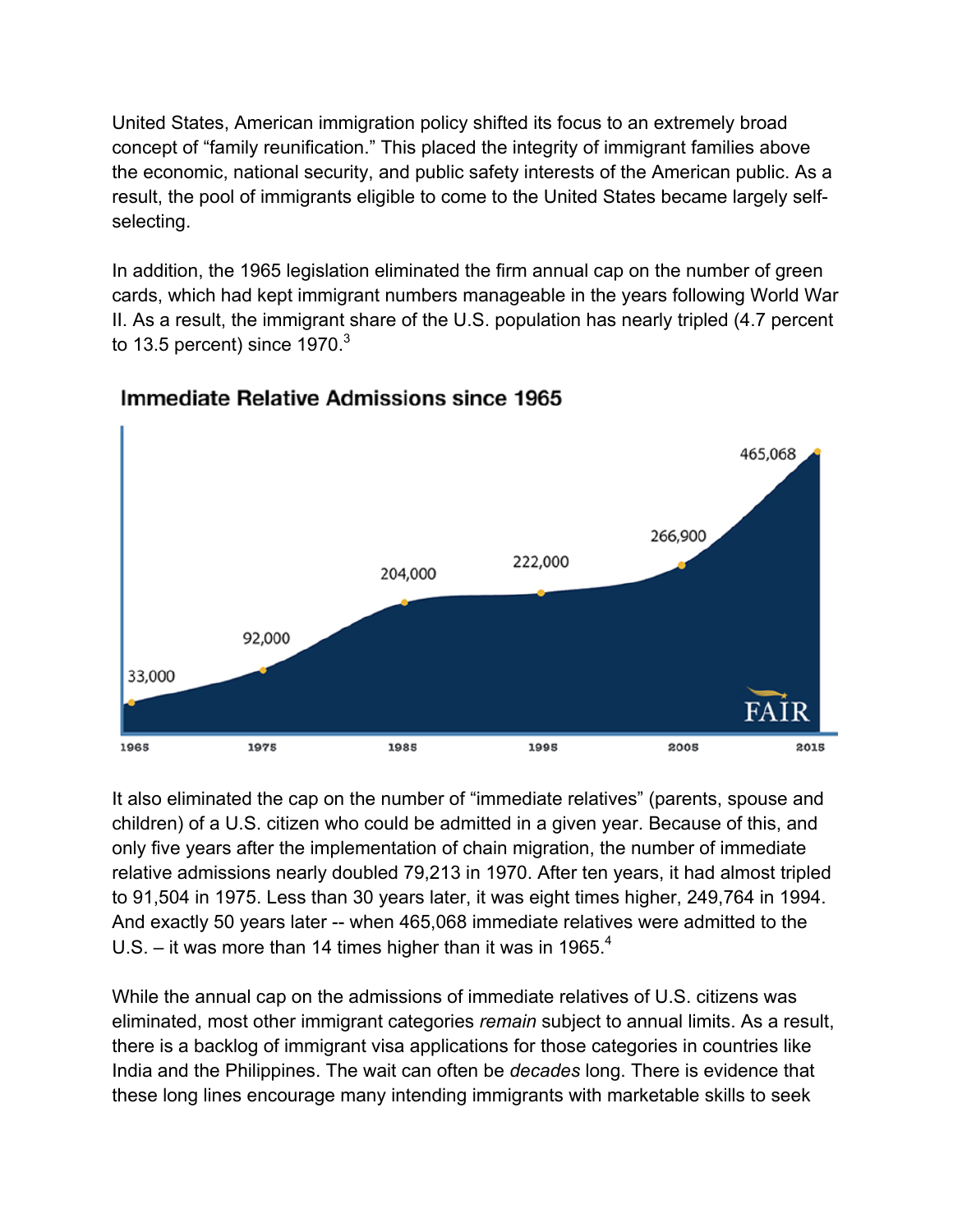United States, American immigration policy shifted its focus to an extremely broad concept of "family reunification." This placed the integrity of immigrant families above the economic, national security, and public safety interests of the American public. As a result, the pool of immigrants eligible to come to the United States became largely self-selecting.

In addition, the 1965 legislation eliminated the firm annual cap on the number of green cards, which had kept immigrant numbers manageable in the years following World War II. As a result, the immigrant share of the U.S. population has nearly tripled (4.7 percent to 13.5 percent) since 1970.[3]

**Immediate Relative Admissions since 1965**

| Year | Admissions |
|---|---|
| 1965 | 33,000 |
| 1975 | 92,000 |
| 1985 | 204,000 |
| 1995 | 222,000 |
| 2005 | 266,900 |
| 2015 | 465,068 |

FAIR

It also eliminated the cap on the number of "immediate relatives" (parents, spouse and children) of a U.S. citizen who could be admitted in a given year. Because of this, and only five years after the implementation of chain migration, the number of immediate relative admissions nearly doubled 79,213 in 1970. After ten years, it had almost tripled to 91,504 in 1975. Less than 30 years later, it was eight times higher, 249,764 in 1994. And exactly 50 years later -- when 465,068 immediate relatives were admitted to the U.S. – it was more than 14 times higher than it was in 1965.[4]

While the annual cap on the admissions of immediate relatives of U.S. citizens was eliminated, most other immigrant categories *remain* subject to annual limits. As a result, there is a backlog of immigrant visa applications for those categories in countries like India and the Philippines. The wait can often be *decades* long. There is evidence that these long lines encourage many intending immigrants with marketable skills to seek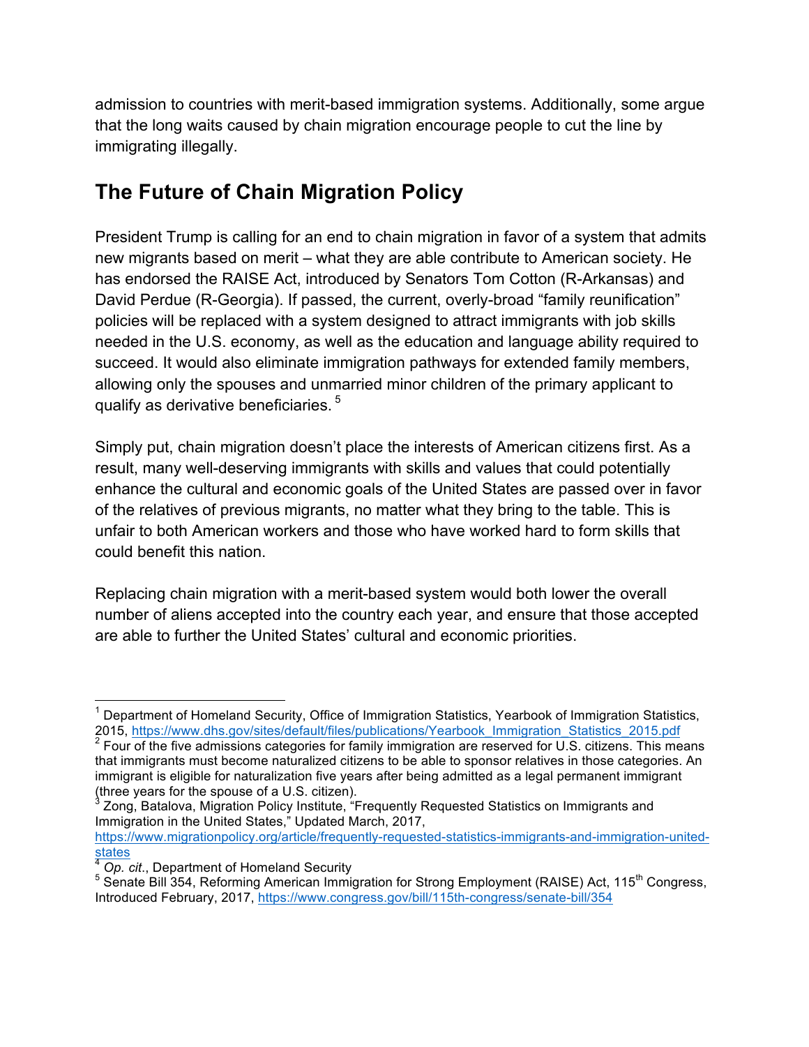admission to countries with merit-based immigration systems. Additionally, some argue that the long waits caused by chain migration encourage people to cut the line by immigrating illegally.

## The Future of Chain Migration Policy

President Trump is calling for an end to chain migration in favor of a system that admits new migrants based on merit – what they are able contribute to American society. He has endorsed the RAISE Act, introduced by Senators Tom Cotton (R-Arkansas) and David Perdue (R-Georgia). If passed, the current, overly-broad "family reunification" policies will be replaced with a system designed to attract immigrants with job skills needed in the U.S. economy, as well as the education and language ability required to succeed. It would also eliminate immigration pathways for extended family members, allowing only the spouses and unmarried minor children of the primary applicant to qualify as derivative beneficiaries. [5]

Simply put, chain migration doesn't place the interests of American citizens first. As a result, many well-deserving immigrants with skills and values that could potentially enhance the cultural and economic goals of the United States are passed over in favor of the relatives of previous migrants, no matter what they bring to the table. This is unfair to both American workers and those who have worked hard to form skills that could benefit this nation.

Replacing chain migration with a merit-based system would both lower the overall number of aliens accepted into the country each year, and ensure that those accepted are able to further the United States' cultural and economic priorities.

---

[1] Department of Homeland Security, Office of Immigration Statistics, Yearbook of Immigration Statistics, 2015, https://www.dhs.gov/sites/default/files/publications/Yearbook_Immigration_Statistics_2015.pdf

[2] Four of the five admissions categories for family immigration are reserved for U.S. citizens. This means that immigrants must become naturalized citizens to be able to sponsor relatives in those categories. An immigrant is eligible for naturalization five years after being admitted as a legal permanent immigrant (three years for the spouse of a U.S. citizen).

[3] Zong, Batalova, Migration Policy Institute, "Frequently Requested Statistics on Immigrants and Immigration in the United States," Updated March, 2017, https://www.migrationpolicy.org/article/frequently-requested-statistics-immigrants-and-immigration-united-states

[4] *Op. cit.*, Department of Homeland Security

[5] Senate Bill 354, Reforming American Immigration for Strong Employment (RAISE) Act, 115th Congress, Introduced February, 2017, https://www.congress.gov/bill/115th-congress/senate-bill/354